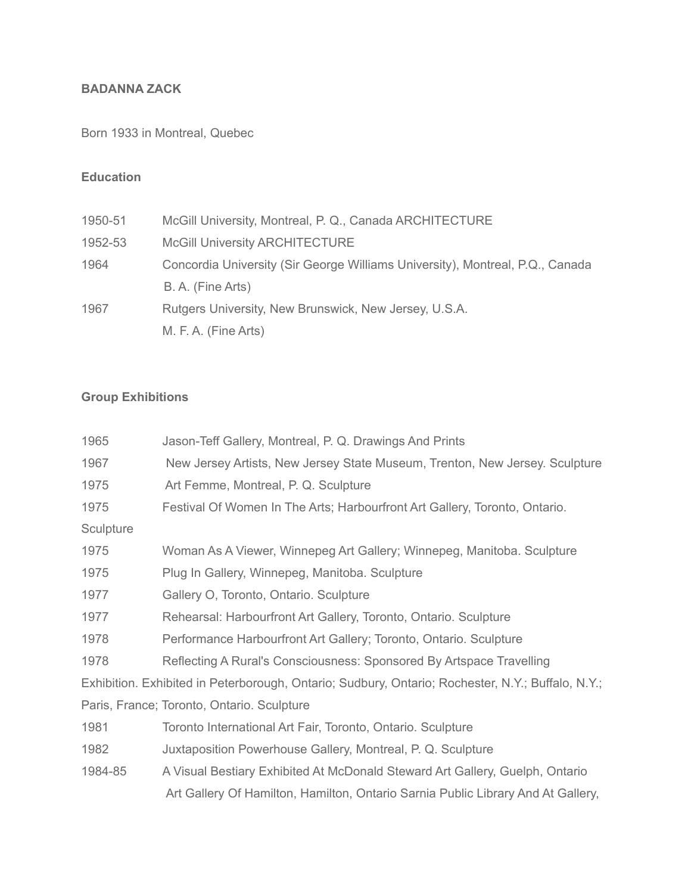**BADANNA ZACK**

Born 1933 in Montreal, Quebec

**Education**

| | |
|---|---|
| 1950-51 | McGill University, Montreal, P. Q., Canada ARCHITECTURE |
| 1952-53 | McGill University ARCHITECTURE |
| 1964 | Concordia University (Sir George Williams University), Montreal, P.Q., Canada B. A. (Fine Arts) |
| 1967 | Rutgers University, New Brunswick, New Jersey, U.S.A. M. F. A. (Fine Arts) |

**Group Exhibitions**

| | |
|---|---|
| 1965 | Jason-Teff Gallery, Montreal, P. Q. Drawings And Prints |
| 1967 | New Jersey Artists, New Jersey State Museum, Trenton, New Jersey. Sculpture |
| 1975 | Art Femme, Montreal, P. Q. Sculpture |
| 1975 | Festival Of Women In The Arts; Harbourfront Art Gallery, Toronto, Ontario. Sculpture |
| 1975 | Woman As A Viewer, Winnepeg Art Gallery; Winnepeg, Manitoba. Sculpture |
| 1975 | Plug In Gallery, Winnepeg, Manitoba. Sculpture |
| 1977 | Gallery O, Toronto, Ontario. Sculpture |
| 1977 | Rehearsal: Harbourfront Art Gallery, Toronto, Ontario. Sculpture |
| 1978 | Performance Harbourfront Art Gallery; Toronto, Ontario. Sculpture |
| 1978 | Reflecting A Rural's Consciousness: Sponsored By Artspace Travelling Exhibition. Exhibited in Peterborough, Ontario; Sudbury, Ontario; Rochester, N.Y.; Buffalo, N.Y.; Paris, France; Toronto, Ontario. Sculpture |
| 1981 | Toronto International Art Fair, Toronto, Ontario. Sculpture |
| 1982 | Juxtaposition Powerhouse Gallery, Montreal, P. Q. Sculpture |
| 1984-85 | A Visual Bestiary Exhibited At McDonald Steward Art Gallery, Guelph, Ontario Art Gallery Of Hamilton, Hamilton, Ontario Sarnia Public Library And At Gallery, |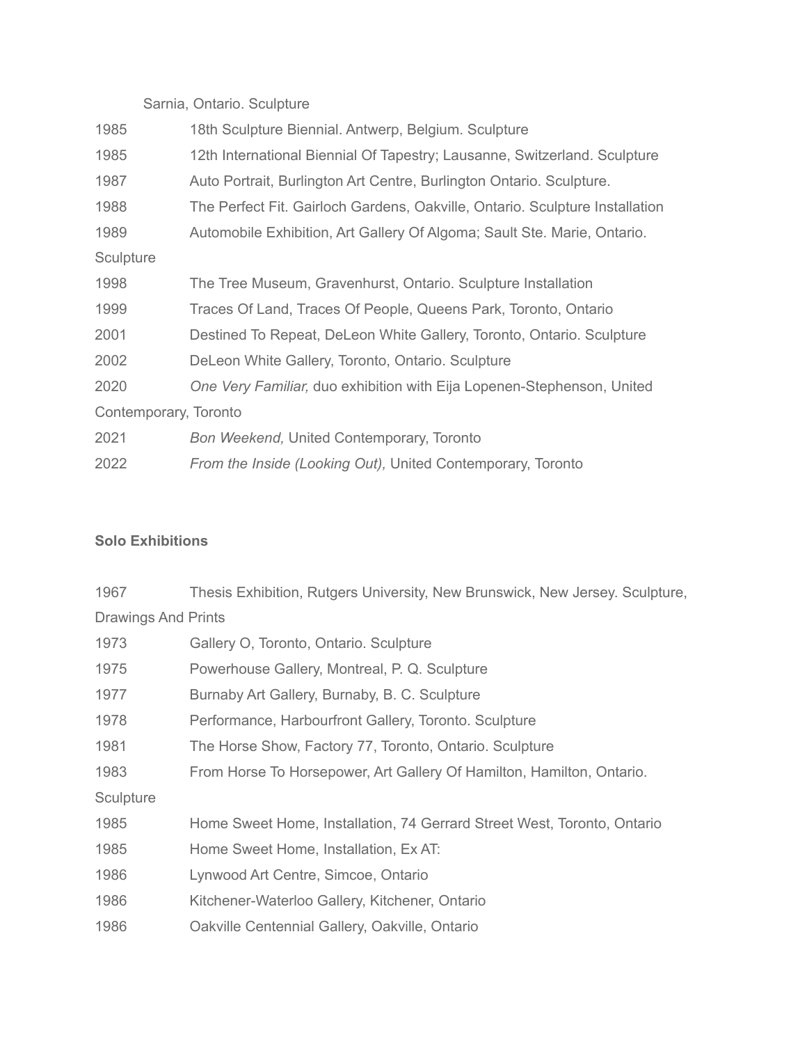Sarnia, Ontario. Sculpture

1985 18th Sculpture Biennial. Antwerp, Belgium. Sculpture

1985 12th International Biennial Of Tapestry; Lausanne, Switzerland. Sculpture

1987 Auto Portrait, Burlington Art Centre, Burlington Ontario. Sculpture.

1988 The Perfect Fit. Gairloch Gardens, Oakville, Ontario. Sculpture Installation

1989 Automobile Exhibition, Art Gallery Of Algoma; Sault Ste. Marie, Ontario. Sculpture

1998 The Tree Museum, Gravenhurst, Ontario. Sculpture Installation

1999 Traces Of Land, Traces Of People, Queens Park, Toronto, Ontario

2001 Destined To Repeat, DeLeon White Gallery, Toronto, Ontario. Sculpture

2002 DeLeon White Gallery, Toronto, Ontario. Sculpture

2020 *One Very Familiar,* duo exhibition with Eija Lopenen-Stephenson, United Contemporary, Toronto

2021 *Bon Weekend,* United Contemporary, Toronto

2022 *From the Inside (Looking Out),* United Contemporary, Toronto

**Solo Exhibitions**

1967 Thesis Exhibition, Rutgers University, New Brunswick, New Jersey. Sculpture, Drawings And Prints

1973 Gallery O, Toronto, Ontario. Sculpture

1975 Powerhouse Gallery, Montreal, P. Q. Sculpture

1977 Burnaby Art Gallery, Burnaby, B. C. Sculpture

1978 Performance, Harbourfront Gallery, Toronto. Sculpture

1981 The Horse Show, Factory 77, Toronto, Ontario. Sculpture

1983 From Horse To Horsepower, Art Gallery Of Hamilton, Hamilton, Ontario. Sculpture

1985 Home Sweet Home, Installation, 74 Gerrard Street West, Toronto, Ontario

1985 Home Sweet Home, Installation, Ex AT:

1986 Lynwood Art Centre, Simcoe, Ontario

1986 Kitchener-Waterloo Gallery, Kitchener, Ontario

1986 Oakville Centennial Gallery, Oakville, Ontario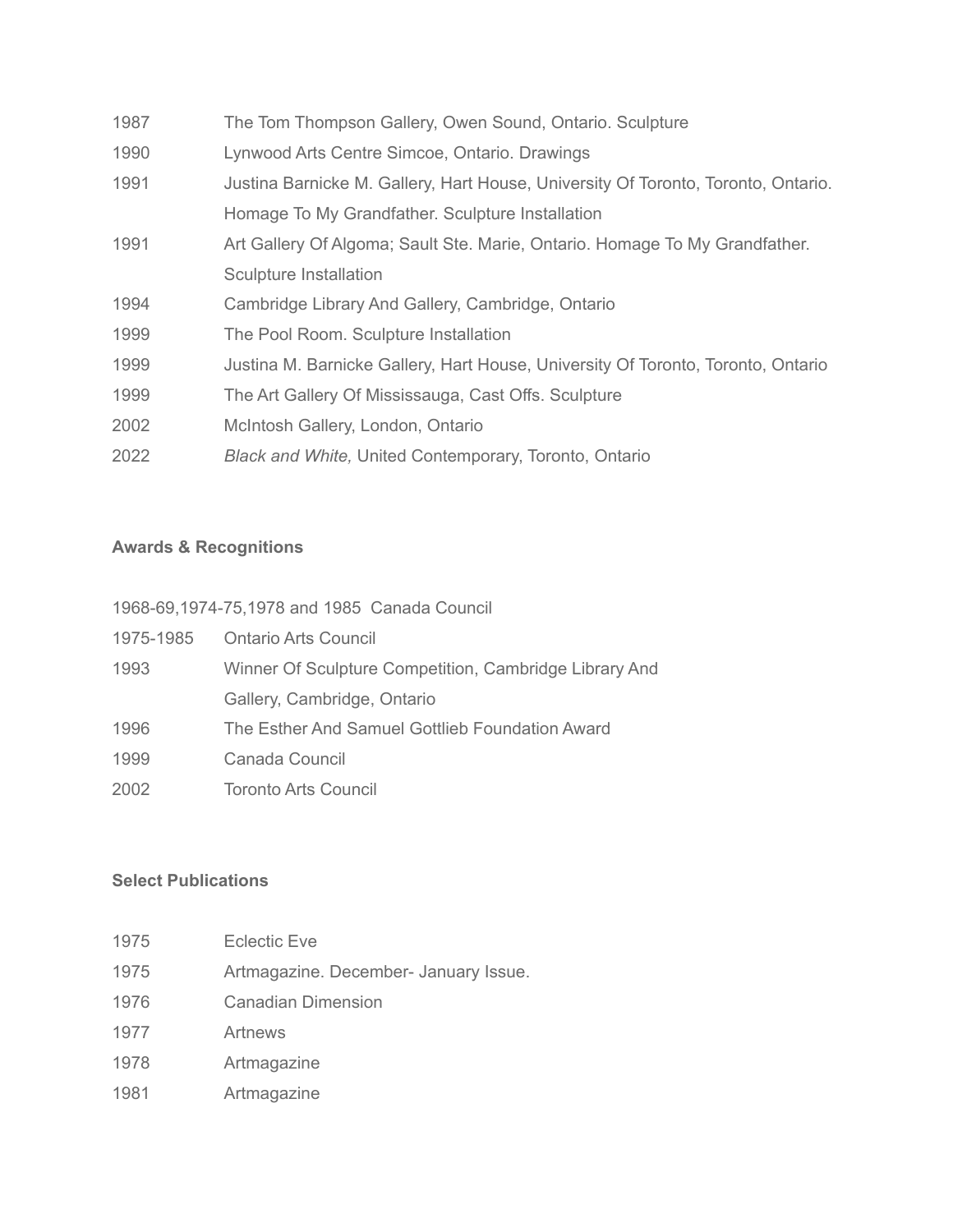1987 The Tom Thompson Gallery, Owen Sound, Ontario. Sculpture

1990 Lynwood Arts Centre Simcoe, Ontario. Drawings

1991 Justina Barnicke M. Gallery, Hart House, University Of Toronto, Toronto, Ontario. Homage To My Grandfather. Sculpture Installation

1991 Art Gallery Of Algoma; Sault Ste. Marie, Ontario. Homage To My Grandfather. Sculpture Installation

1994 Cambridge Library And Gallery, Cambridge, Ontario

1999 The Pool Room. Sculpture Installation

1999 Justina M. Barnicke Gallery, Hart House, University Of Toronto, Toronto, Ontario

1999 The Art Gallery Of Mississauga, Cast Offs. Sculpture

2002 McIntosh Gallery, London, Ontario

2022 *Black and White,* United Contemporary, Toronto, Ontario

**Awards & Recognitions**

1968-69,1974-75,1978 and 1985 Canada Council

1975-1985 Ontario Arts Council

1993 Winner Of Sculpture Competition, Cambridge Library And Gallery, Cambridge, Ontario

1996 The Esther And Samuel Gottlieb Foundation Award

1999 Canada Council

2002 Toronto Arts Council

**Select Publications**

1975 Eclectic Eve

1975 Artmagazine. December- January Issue.

1976 Canadian Dimension

1977 Artnews

1978 Artmagazine

1981 Artmagazine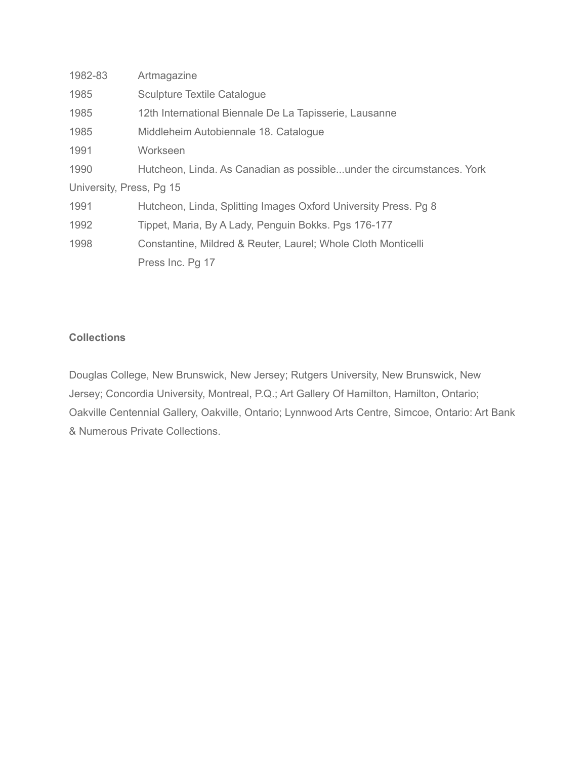1982-83 Artmagazine

1985 Sculpture Textile Catalogue

1985 12th International Biennale De La Tapisserie, Lausanne

1985 Middleheim Autobiennale 18. Catalogue

1991 Workseen

1990 Hutcheon, Linda. As Canadian as possible...under the circumstances. York University, Press, Pg 15

1991 Hutcheon, Linda, Splitting Images Oxford University Press. Pg 8

1992 Tippet, Maria, By A Lady, Penguin Bokks. Pgs 176-177

1998 Constantine, Mildred & Reuter, Laurel; Whole Cloth Monticelli Press Inc. Pg 17

**Collections**

Douglas College, New Brunswick, New Jersey; Rutgers University, New Brunswick, New Jersey; Concordia University, Montreal, P.Q.; Art Gallery Of Hamilton, Hamilton, Ontario; Oakville Centennial Gallery, Oakville, Ontario; Lynnwood Arts Centre, Simcoe, Ontario: Art Bank & Numerous Private Collections.